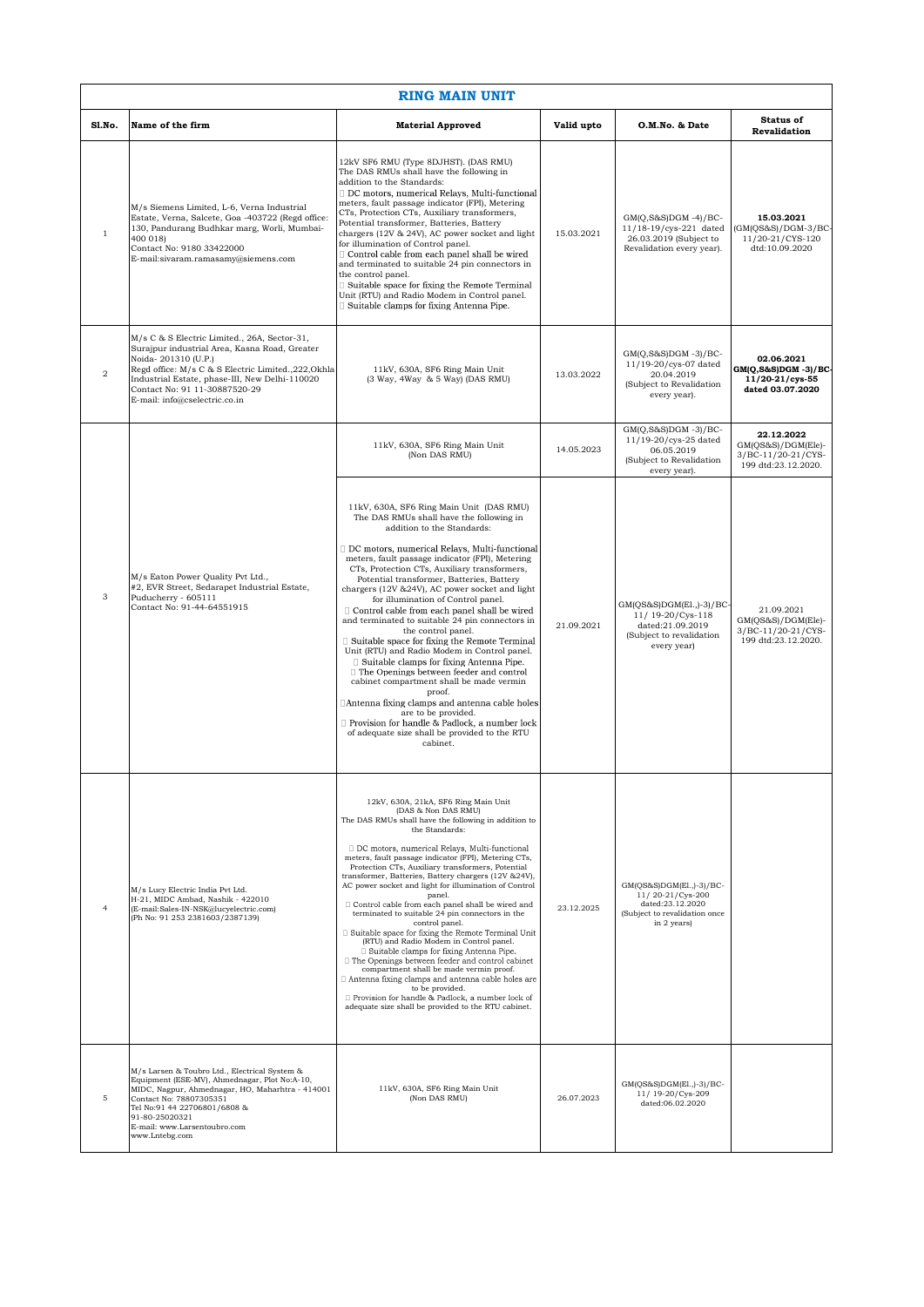# RING MAIN UNIT

| Sl.No. | Name of the firm | Material Approved | Valid upto | O.M.No. & Date | Status of Revalidation |
|---|---|---|---|---|---|
| 1 | M/s Siemens Limited, L-6, Verna Industrial Estate, Verna, Salcete, Goa -403722 (Regd office: 130, Pandurang Budhkar marg, Worli, Mumbai-400 018) Contact No: 9180 33422000 E-mail:sivaram.ramasamy@siemens.com | 12kV SF6 RMU (Type 8DJHST). (DAS RMU) The DAS RMUs shall have the following in addition to the Standards: DC motors, numerical Relays, Multi-functional meters, fault passage indicator (FPI), Metering CTs, Protection CTs, Auxiliary transformers, Potential transformer, Batteries, Battery chargers (12V & 24V), AC power socket and light for illumination of Control panel. Control cable from each panel shall be wired and terminated to suitable 24 pin connectors in the control panel. Suitable space for fixing the Remote Terminal Unit (RTU) and Radio Modem in Control panel. Suitable clamps for fixing Antenna Pipe. | 15.03.2021 | GM(Q,S&S)DGM -4)/BC-11/18-19/cys-221 dated 26.03.2019 (Subject to Revalidation every year). | **15.03.2021** (GM(QS&S)/DGM-3/BC-11/20-21/CYS-120 dtd:10.09.2020 |
| 2 | M/s C & S Electric Limited., 26A, Sector-31, Surajpur industrial Area, Kasna Road, Greater Noida- 201310 (U.P.) Regd office: M/s C & S Electric Limited.,222,Okhla Industrial Estate, phase-III, New Delhi-110020 Contact No: 91 11-30887520-29 E-mail: info@cselectric.co.in | 11kV, 630A, SF6 Ring Main Unit (3 Way, 4Way & 5 Way) (DAS RMU) | 13.03.2022 | GM(Q,S&S)DGM -3)/BC-11/19-20/cys-07 dated 20.04.2019 (Subject to Revalidation every year). | **02.06.2021 GM(Q,S&S)DGM -3)/BC-11/20-21/cys-55 dated 03.07.2020** |
| 3 | M/s Eaton Power Quality Pvt Ltd., #2, EVR Street, Sedarapet Industrial Estate, Puducherry - 605111 Contact No: 91-44-64551915 | 11kV, 630A, SF6 Ring Main Unit (Non DAS RMU) | 14.05.2023 | GM(Q,S&S)DGM -3)/BC-11/19-20/cys-25 dated 06.05.2019 (Subject to Revalidation every year). | **22.12.2022** GM(QS&S)/DGM(Ele)-3/BC-11/20-21/CYS-199 dtd:23.12.2020. |
| | | 11kV, 630A, SF6 Ring Main Unit (DAS RMU) The DAS RMUs shall have the following in addition to the Standards: DC motors, numerical Relays, Multi-functional meters, fault passage indicator (FPI), Metering CTs, Protection CTs, Auxiliary transformers, Potential transformer, Batteries, Battery chargers (12V &24V), AC power socket and light for illumination of Control panel. Control cable from each panel shall be wired and terminated to suitable 24 pin connectors in the control panel. Suitable space for fixing the Remote Terminal Unit (RTU) and Radio Modem in Control panel. Suitable clamps for fixing Antenna Pipe. The Openings between feeder and control cabinet compartment shall be made vermin proof. Antenna fixing clamps and antenna cable holes are to be provided. Provision for handle & Padlock, a number lock of adequate size shall be provided to the RTU cabinet. | 21.09.2021 | GM(QS&S)DGM(El.,)-3)/BC-11/ 19-20/Cys-118 dated:21.09.2019 (Subject to revalidation every year) | 21.09.2021 GM(QS&S)/DGM(Ele)-3/BC-11/20-21/CYS-199 dtd:23.12.2020. |
| 4 | M/s Lucy Electric India Pvt Ltd. H-21, MIDC Ambad, Nashik - 422010 (E-mail:Sales-IN-NSK@lucyelectric.com) (Ph No: 91 253 2381603/2387139) | 12kV, 630A, 21kA, SF6 Ring Main Unit (DAS & Non DAS RMU) The DAS RMUs shall have the following in addition to the Standards: DC motors, numerical Relays, Multi-functional meters, fault passage indicator (FPI), Metering CTs, Protection CTs, Auxiliary transformers, Potential transformer, Batteries, Battery chargers (12V &24V), AC power socket and light for illumination of Control panel. Control cable from each panel shall be wired and terminated to suitable 24 pin connectors in the control panel. Suitable space for fixing the Remote Terminal Unit (RTU) and Radio Modem in Control panel. Suitable clamps for fixing Antenna Pipe. The Openings between feeder and control cabinet compartment shall be made vermin proof. Antenna fixing clamps and antenna cable holes are to be provided. Provision for handle & Padlock, a number lock of adequate size shall be provided to the RTU cabinet. | 23.12.2025 | GM(QS&S)DGM(El.,)-3)/BC-11/ 20-21/Cys-200 dated:23.12.2020 (Subject to revalidation once in 2 years) | |
| 5 | M/s Larsen & Toubro Ltd., Electrical System & Equipment (ESE-MV), Ahmednagar, Plot No:A-10, MIDC, Nagpur, Ahmednagar, HO, Maharhtra - 414001 Contact No: 78807305351 Tel No:91 44 22706801/6808 & 91-80-25020321 E-mail: www.Larsentoubro.com www.Lntebg.com | 11kV, 630A, SF6 Ring Main Unit (Non DAS RMU) | 26.07.2023 | GM(QS&S)DGM(El.,)-3)/BC-11/ 19-20/Cys-209 dated:06.02.2020 | |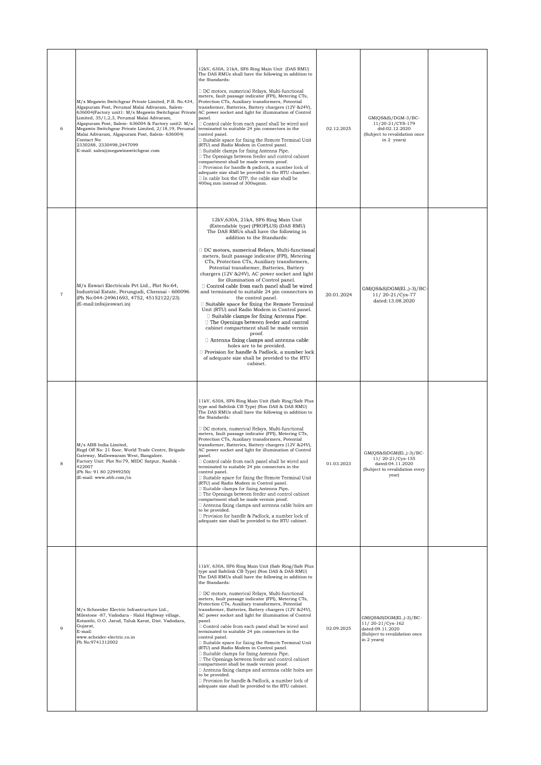| | | | | | |
|---|---|---|---|---|---|
| 6 | M/s Megawin Switchgear Private Limited, P.B. No.434, Algapuram Post, Perumal Malai Adivaram, Salem-636004(Factory unit1: M/s Megawin Switchgear Private Limited, 35/1,2,3, Perumal Malai Adivaram, Algapuram Post, Salem- 636004 & Factory unit2: M/s Megawin Switchgear Private Limited, 2/18,19, Perumal Malai Adivaram, Algapuram Post, Salem- 636004)<br>Contact No:<br>2330288, 2330498,2447099<br>E-mail: sales@megawinswitchgear.com | 12kV, 630A, 21kA, SF6 Ring Main Unit (DAS RMU)<br>The DAS RMUs shall have the following in addition to the Standards:<br><br> DC motors, numerical Relays, Multi-functional meters, fault passage indicator (FPI), Metering CTs, Protection CTs, Auxiliary transformers, Potential transformer, Batteries, Battery chargers (12V &24V), AC power socket and light for illumination of Control panel.<br> Control cable from each panel shall be wired and terminated to suitable 24 pin connectors in the control panel.<br> Suitable space for fixing the Remote Terminal Unit (RTU) and Radio Modem in Control panel.<br> Suitable clamps for fixing Antenna Pipe.<br> The Openings between feeder and control cabinet compartment shall be made vermin proof.<br> Provision for handle & padlock, a number lock of adequate size shall be provided to the RTU chamber.<br> In cable box the GTP, the cable size shall be 400sq.mm instead of 300sqmm. | 02.12.2025 | GM(QS&S)/DGM-3/BC-11/20-21/CYS-179<br>dtd:02.12.2020<br>(Subject to revalidation once in 2 years) | |
| 7 | M/s Eswari Electricals Pvt Ltd., Plot No:64, Industrial Estate, Perungudi, Chennai - 600096<br>(Ph No:044-24961693, 4752, 45152122/23)<br>(E-mail:info@eswari.in) | 12kV,630A, 21kA, SF6 Ring Main Unit (Extendable type) (PROPLUS) (DAS RMU)<br>The DAS RMUs shall have the following in addition to the Standards:<br><br> DC motors, numerical Relays, Multi-functional meters, fault passage indicator (FPI), Metering CTs, Protection CTs, Auxiliary transformers, Potential transformer, Batteries, Battery chargers (12V &24V), AC power socket and light for illumination of Control panel.<br> Control cable from each panel shall be wired and terminated to suitable 24 pin connectors in the control panel.<br> Suitable space for fixing the Remote Terminal Unit (RTU) and Radio Modem in Control panel.<br> Suitable clamps for fixing Antenna Pipe.<br> The Openings between feeder and control cabinet compartment shall be made vermin proof.<br> Antenna fixing clamps and antenna cable holes are to be provided.<br> Provision for handle & Padlock, a number lock of adequate size shall be provided to the RTU cabinet. | 20.01.2024 | GM(QS&S)DGM(El.,)-3)/BC-11/ 20-21/Cys-77<br>dated:13.08.2020 | |
| 8 | M/s ABB India Limited,<br>Regd Off No: 21 floor, World Trade Centre, Brigade Gateway, Malleswaram West, Bangalore.<br>Factory Unit: Plot No:79, MIDC Satpur, Nashik - 422007<br>(Ph No: 91 80 22949250)<br>(E-mail: www.abb.com/in | 11kV, 630A, SF6 Ring Main Unit (Safe Ring/Safe Plus type and Safelink CB Type) (Non DAS & DAS RMU)<br>The DAS RMUs shall have the following in addition to the Standards:<br><br> DC motors, numerical Relays, Multi-functional meters, fault passage indicator (FPI), Metering CTs, Protection CTs, Auxiliary transformers, Potential transformer, Batteries, Battery chargers (12V &24V), AC power socket and light for illumination of Control panel.<br> Control cable from each panel shall be wired and terminated to suitable 24 pin connectors in the control panel.<br> Suitable space for fixing the Remote Terminal Unit (RTU) and Radio Modem in Control panel.<br> Suitable clamps for fixing Antenna Pipe.<br> The Openings between feeder and control cabinet compartment shall be made vermin proof.<br> Antenna fixing clamps and antenna cable holes are to be provided.<br> Provision for handle & Padlock, a number lock of adequate size shall be provided to the RTU cabinet. | 01.03.2023 | GM(QS&S)DGM(El.,)-3)/BC-11/ 20-21/Cys-155<br>dated:04.11.2020<br>(Subject to revalidation every year) | |
| 9 | M/s Schneider Electric Infrastructure Ltd.,<br>Milestone -87, Vadodara - Halol Highway village, Kotambi, O.O. Jarod, Taluk Kavat, Dist. Vadodara, Gujarat,<br>E-mail:<br>www.scheider-electric.co.in<br>Ph No:9741312002 | 11kV, 630A, SF6 Ring Main Unit (Safe Ring/Safe Plus type and Safelink CB Type) (Non DAS & DAS RMU)<br>The DAS RMUs shall have the following in addition to the Standards:<br><br> DC motors, numerical Relays, Multi-functional meters, fault passage indicator (FPI), Metering CTs, Protection CTs, Auxiliary transformers, Potential transformer, Batteries, Battery chargers (12V &24V), AC power socket and light for illumination of Control panel.<br> Control cable from each panel shall be wired and terminated to suitable 24 pin connectors in the control panel.<br> Suitable space for fixing the Remote Terminal Unit (RTU) and Radio Modem in Control panel.<br> Suitable clamps for fixing Antenna Pipe.<br> The Openings between feeder and control cabinet compartment shall be made vermin proof.<br> Antenna fixing clamps and antenna cable holes are to be provided.<br> Provision for handle & Padlock, a number lock of adequate size shall be provided to the RTU cabinet. | 02.09.2025 | GM(QS&S)DGM(El.,)-3)/BC-11/ 20-21/Cys-162<br>dated:09.11.2020<br>(Subject to revalidation once in 2 years) | |